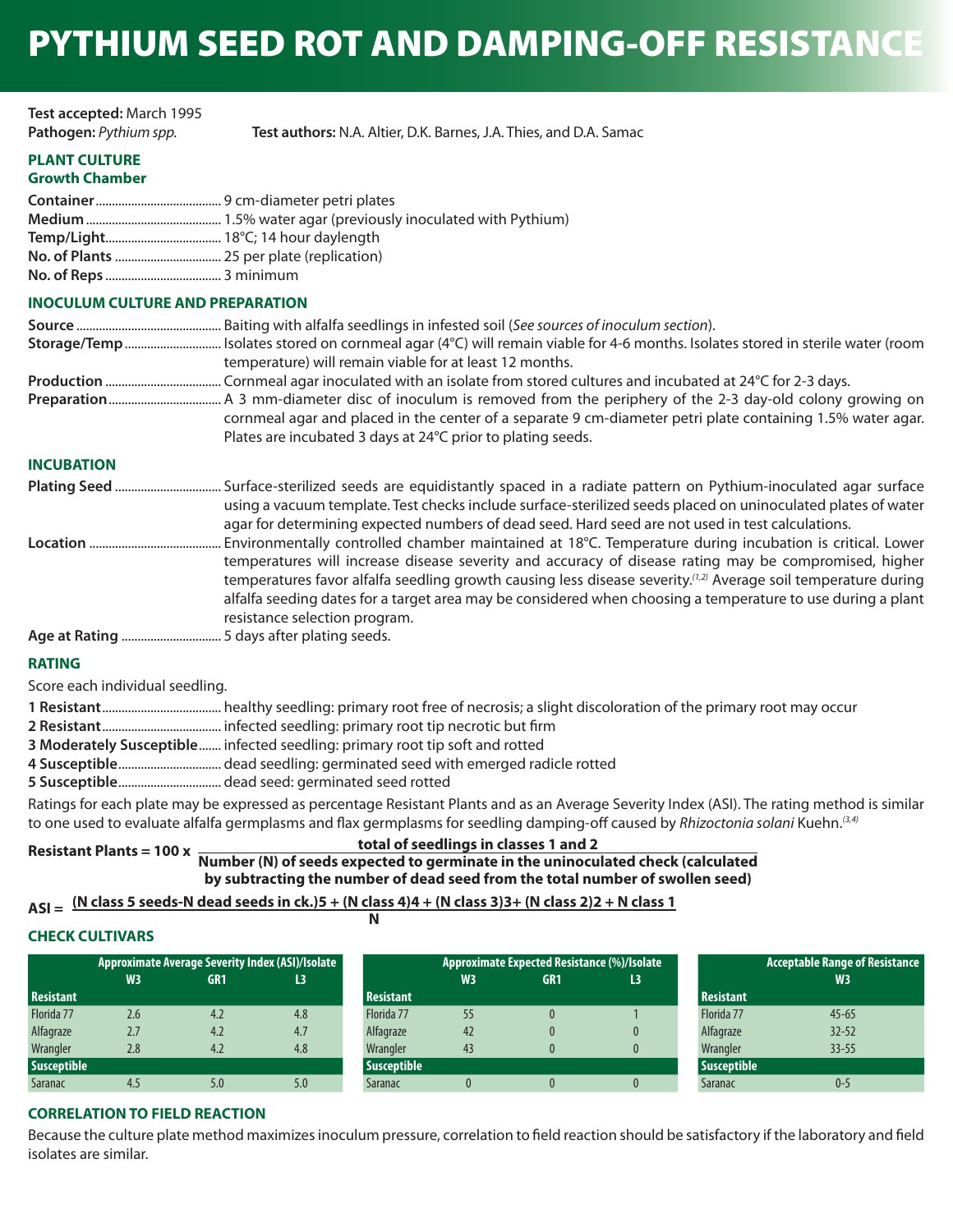# PYTHIUM SEED ROT AND DAMPING-OFF RESISTANCE

**Test accepted:** March 1995
**Pathogen:** *Pythium spp.*

**Test authors:** N.A. Altier, D.K. Barnes, J.A. Thies, and D.A. Samac

## PLANT CULTURE

### Growth Chamber

**Container** ....... 9 cm-diameter petri plates
**Medium** ....... 1.5% water agar (previously inoculated with Pythium)
**Temp/Light** ....... 18°C; 14 hour daylength
**No. of Plants** ....... 25 per plate (replication)
**No. of Reps** ....... 3 minimum

## INOCULUM CULTURE AND PREPARATION

**Source** ....... Baiting with alfalfa seedlings in infested soil (*See sources of inoculum section*).
**Storage/Temp** ....... Isolates stored on cornmeal agar (4°C) will remain viable for 4-6 months. Isolates stored in sterile water (room temperature) will remain viable for at least 12 months.
**Production** ....... Cornmeal agar inoculated with an isolate from stored cultures and incubated at 24°C for 2-3 days.
**Preparation** ....... A 3 mm-diameter disc of inoculum is removed from the periphery of the 2-3 day-old colony growing on cornmeal agar and placed in the center of a separate 9 cm-diameter petri plate containing 1.5% water agar. Plates are incubated 3 days at 24°C prior to plating seeds.

## INCUBATION

**Plating Seed** ....... Surface-sterilized seeds are equidistantly spaced in a radiate pattern on Pythium-inoculated agar surface using a vacuum template. Test checks include surface-sterilized seeds placed on uninoculated plates of water agar for determining expected numbers of dead seed. Hard seed are not used in test calculations.
**Location** ....... Environmentally controlled chamber maintained at 18°C. Temperature during incubation is critical. Lower temperatures will increase disease severity and accuracy of disease rating may be compromised, higher temperatures favor alfalfa seedling growth causing less disease severity.[1,2] Average soil temperature during alfalfa seeding dates for a target area may be considered when choosing a temperature to use during a plant resistance selection program.
**Age at Rating** ....... 5 days after plating seeds.

## RATING

Score each individual seedling.

**1 Resistant** ....... healthy seedling: primary root free of necrosis; a slight discoloration of the primary root may occur
**2 Resistant** ....... infected seedling: primary root tip necrotic but firm
**3 Moderately Susceptible** ....... infected seedling: primary root tip soft and rotted
**4 Susceptible** ....... dead seedling: germinated seed with emerged radicle rotted
**5 Susceptible** ....... dead seed: germinated seed rotted

Ratings for each plate may be expressed as percentage Resistant Plants and as an Average Severity Index (ASI). The rating method is similar to one used to evaluate alfalfa germplasms and flax germplasms for seedling damping-off caused by *Rhizoctonia solani* Kuehn.[3,4]

$$\text{Resistant Plants} = 100 \times \frac{\text{total of seedlings in classes 1 and 2}}{\text{Number (N) of seeds expected to germinate in the uninoculated check (calculated by subtracting the number of dead seed from the total number of swollen seed)}}$$

$$\text{ASI} = \frac{(\text{N class 5 seeds} - \text{N dead seeds in ck.})5 + (\text{N class 4})4 + (\text{N class 3})3 + (\text{N class 2})2 + \text{N class 1}}{\text{N}}$$

## CHECK CULTIVARS

| | Approximate Average Severity Index (ASI)/Isolate | | |
|---|---|---|---|
| | W3 | GR1 | L3 |
| **Resistant** | | | |
| Florida 77 | 2.6 | 4.2 | 4.8 |
| Alfagraze | 2.7 | 4.2 | 4.7 |
| Wrangler | 2.8 | 4.2 | 4.8 |
| **Susceptible** | | | |
| Saranac | 4.5 | 5.0 | 5.0 |

| | Approximate Expected Resistance (%)/Isolate | | |
|---|---|---|---|
| | W3 | GR1 | L3 |
| **Resistant** | | | |
| Florida 77 | 55 | 0 | 1 |
| Alfagraze | 42 | 0 | 0 |
| Wrangler | 43 | 0 | 0 |
| **Susceptible** | | | |
| Saranac | 0 | 0 | 0 |

| | Acceptable Range of Resistance |
|---|---|
| | W3 |
| **Resistant** | |
| Florida 77 | 45-65 |
| Alfagraze | 32-52 |
| Wrangler | 33-55 |
| **Susceptible** | |
| Saranac | 0-5 |

## CORRELATION TO FIELD REACTION

Because the culture plate method maximizes inoculum pressure, correlation to field reaction should be satisfactory if the laboratory and field isolates are similar.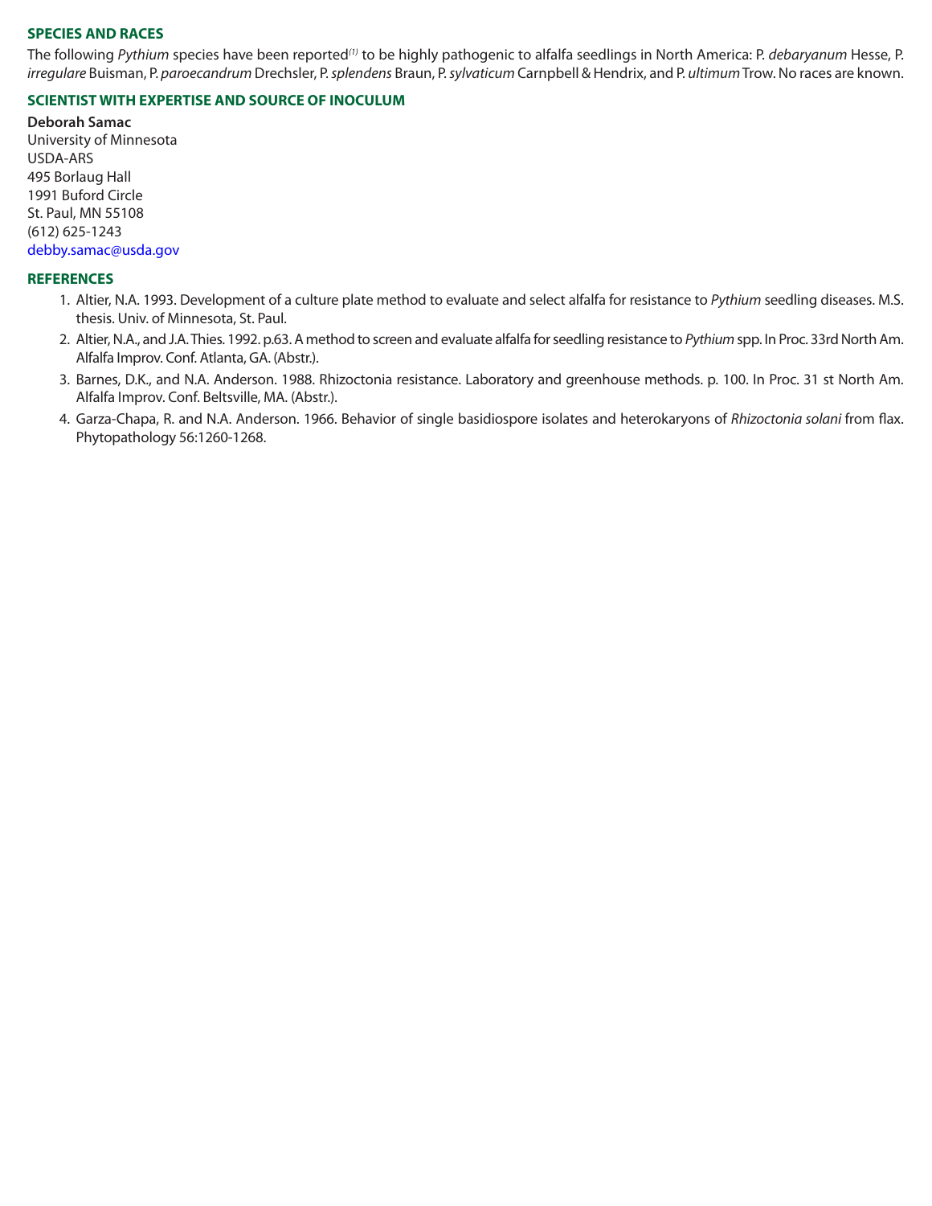## SPECIES AND RACES

The following *Pythium* species have been reported[(1)] to be highly pathogenic to alfalfa seedlings in North America: P. *debaryanum* Hesse, P. *irregulare* Buisman, P. *paroecandrum* Drechsler, P. *splendens* Braun, P. *sylvaticum* Carnpbell & Hendrix, and P. *ultimum* Trow. No races are known.

## SCIENTIST WITH EXPERTISE AND SOURCE OF INOCULUM

**Deborah Samac**
University of Minnesota
USDA-ARS
495 Borlaug Hall
1991 Buford Circle
St. Paul, MN 55108
(612) 625-1243
debby.samac@usda.gov

## REFERENCES

1. Altier, N.A. 1993. Development of a culture plate method to evaluate and select alfalfa for resistance to *Pythium* seedling diseases. M.S. thesis. Univ. of Minnesota, St. Paul.
2. Altier, N.A., and J.A. Thies. 1992. p.63. A method to screen and evaluate alfalfa for seedling resistance to *Pythium* spp. In Proc. 33rd North Am. Alfalfa Improv. Conf. Atlanta, GA. (Abstr.).
3. Barnes, D.K., and N.A. Anderson. 1988. Rhizoctonia resistance. Laboratory and greenhouse methods. p. 100. In Proc. 31 st North Am. Alfalfa Improv. Conf. Beltsville, MA. (Abstr.).
4. Garza-Chapa, R. and N.A. Anderson. 1966. Behavior of single basidiospore isolates and heterokaryons of *Rhizoctonia solani* from flax. Phytopathology 56:1260-1268.